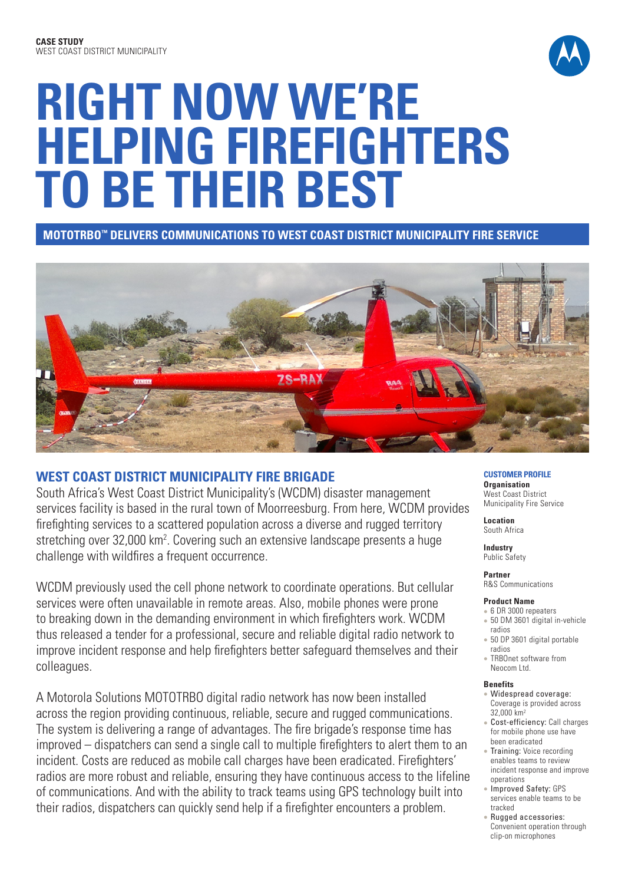**CASE STUDY**
WEST COAST DISTRICT MUNICIPALITY

# RIGHT NOW WE'RE HELPING FIREFIGHTERS TO BE THEIR BEST

**MOTOTRBO™ DELIVERS COMMUNICATIONS TO WEST COAST DISTRICT MUNICIPALITY FIRE SERVICE**

## WEST COAST DISTRICT MUNICIPALITY FIRE BRIGADE

South Africa's West Coast District Municipality's (WCDM) disaster management services facility is based in the rural town of Moorreesburg. From here, WCDM provides firefighting services to a scattered population across a diverse and rugged territory stretching over 32,000 km². Covering such an extensive landscape presents a huge challenge with wildfires a frequent occurrence.

WCDM previously used the cell phone network to coordinate operations. But cellular services were often unavailable in remote areas. Also, mobile phones were prone to breaking down in the demanding environment in which firefighters work. WCDM thus released a tender for a professional, secure and reliable digital radio network to improve incident response and help firefighters better safeguard themselves and their colleagues.

A Motorola Solutions MOTOTRBO digital radio network has now been installed across the region providing continuous, reliable, secure and rugged communications. The system is delivering a range of advantages. The fire brigade's response time has improved – dispatchers can send a single call to multiple firefighters to alert them to an incident. Costs are reduced as mobile call charges have been eradicated. Firefighters' radios are more robust and reliable, ensuring they have continuous access to the lifeline of communications. And with the ability to track teams using GPS technology built into their radios, dispatchers can quickly send help if a firefighter encounters a problem.

### CUSTOMER PROFILE

**Organisation**
West Coast District Municipality Fire Service

**Location**
South Africa

**Industry**
Public Safety

**Partner**
R&S Communications

**Product Name**

- 6 DR 3000 repeaters
- 50 DM 3601 digital in-vehicle radios
- 50 DP 3601 digital portable radios
- TRBOnet software from Neocom Ltd.

**Benefits**

- Widespread coverage: Coverage is provided across 32,000 km²
- Cost-efficiency: Call charges for mobile phone use have been eradicated
- Training: Voice recording enables teams to review incident response and improve operations
- Improved Safety: GPS services enable teams to be tracked
- Rugged accessories: Convenient operation through clip-on microphones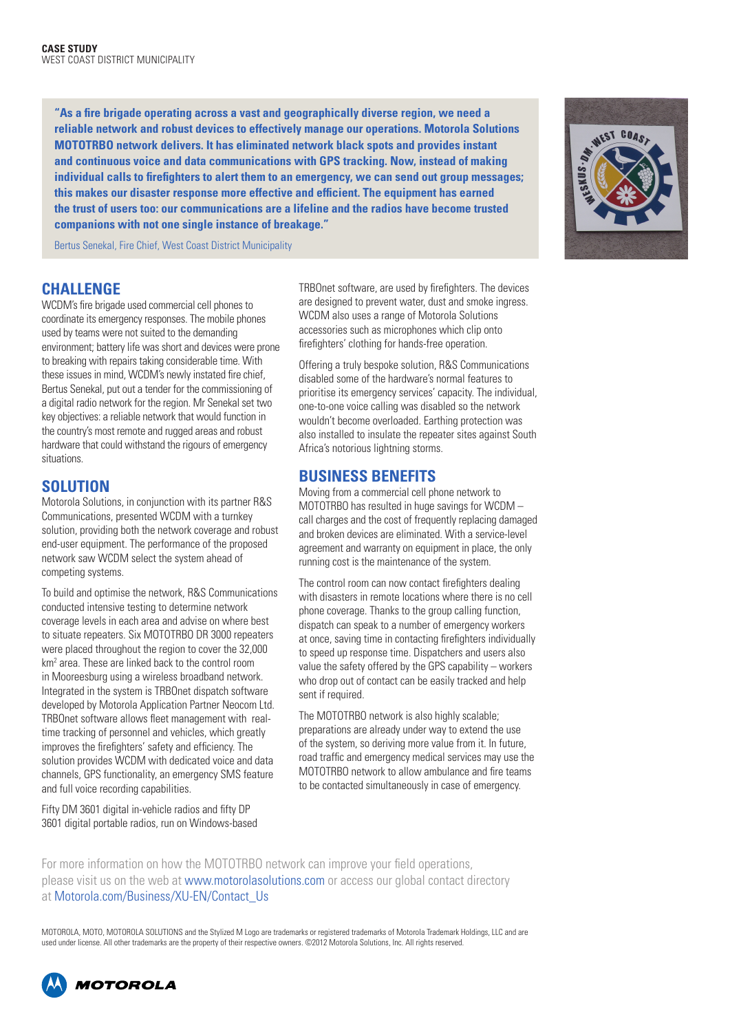**CASE STUDY**
WEST COAST DISTRICT MUNICIPALITY

**"As a fire brigade operating across a vast and geographically diverse region, we need a reliable network and robust devices to effectively manage our operations. Motorola Solutions MOTOTRBO network delivers. It has eliminated network black spots and provides instant and continuous voice and data communications with GPS tracking. Now, instead of making individual calls to firefighters to alert them to an emergency, we can send out group messages; this makes our disaster response more effective and efficient. The equipment has earned the trust of users too: our communications are a lifeline and the radios have become trusted companions with not one single instance of breakage."**

Bertus Senekal, Fire Chief, West Coast District Municipality

## CHALLENGE

WCDM's fire brigade used commercial cell phones to coordinate its emergency responses. The mobile phones used by teams were not suited to the demanding environment; battery life was short and devices were prone to breaking with repairs taking considerable time. With these issues in mind, WCDM's newly instated fire chief, Bertus Senekal, put out a tender for the commissioning of a digital radio network for the region. Mr Senekal set two key objectives: a reliable network that would function in the country's most remote and rugged areas and robust hardware that could withstand the rigours of emergency situations.

## SOLUTION

Motorola Solutions, in conjunction with its partner R&S Communications, presented WCDM with a turnkey solution, providing both the network coverage and robust end-user equipment. The performance of the proposed network saw WCDM select the system ahead of competing systems.

To build and optimise the network, R&S Communications conducted intensive testing to determine network coverage levels in each area and advise on where best to situate repeaters. Six MOTOTRBO DR 3000 repeaters were placed throughout the region to cover the 32,000 km$^2$ area. These are linked back to the control room in Mooreesburg using a wireless broadband network. Integrated in the system is TRBOnet dispatch software developed by Motorola Application Partner Neocom Ltd. TRBOnet software allows fleet management with real-time tracking of personnel and vehicles, which greatly improves the firefighters' safety and efficiency. The solution provides WCDM with dedicated voice and data channels, GPS functionality, an emergency SMS feature and full voice recording capabilities.

Fifty DM 3601 digital in-vehicle radios and fifty DP 3601 digital portable radios, run on Windows-based TRBOnet software, are used by firefighters. The devices are designed to prevent water, dust and smoke ingress. WCDM also uses a range of Motorola Solutions accessories such as microphones which clip onto firefighters' clothing for hands-free operation.

Offering a truly bespoke solution, R&S Communications disabled some of the hardware's normal features to prioritise its emergency services' capacity. The individual, one-to-one voice calling was disabled so the network wouldn't become overloaded. Earthing protection was also installed to insulate the repeater sites against South Africa's notorious lightning storms.

## BUSINESS BENEFITS

Moving from a commercial cell phone network to MOTOTRBO has resulted in huge savings for WCDM – call charges and the cost of frequently replacing damaged and broken devices are eliminated. With a service-level agreement and warranty on equipment in place, the only running cost is the maintenance of the system.

The control room can now contact firefighters dealing with disasters in remote locations where there is no cell phone coverage. Thanks to the group calling function, dispatch can speak to a number of emergency workers at once, saving time in contacting firefighters individually to speed up response time. Dispatchers and users also value the safety offered by the GPS capability – workers who drop out of contact can be easily tracked and help sent if required.

The MOTOTRBO network is also highly scalable; preparations are already under way to extend the use of the system, so deriving more value from it. In future, road traffic and emergency medical services may use the MOTOTRBO network to allow ambulance and fire teams to be contacted simultaneously in case of emergency.

For more information on how the MOTOTRBO network can improve your field operations, please visit us on the web at www.motorolasolutions.com or access our global contact directory at Motorola.com/Business/XU-EN/Contact_Us

MOTOROLA, MOTO, MOTOROLA SOLUTIONS and the Stylized M Logo are trademarks or registered trademarks of Motorola Trademark Holdings, LLC and are used under license. All other trademarks are the property of their respective owners. ©2012 Motorola Solutions, Inc. All rights reserved.

MOTOROLA